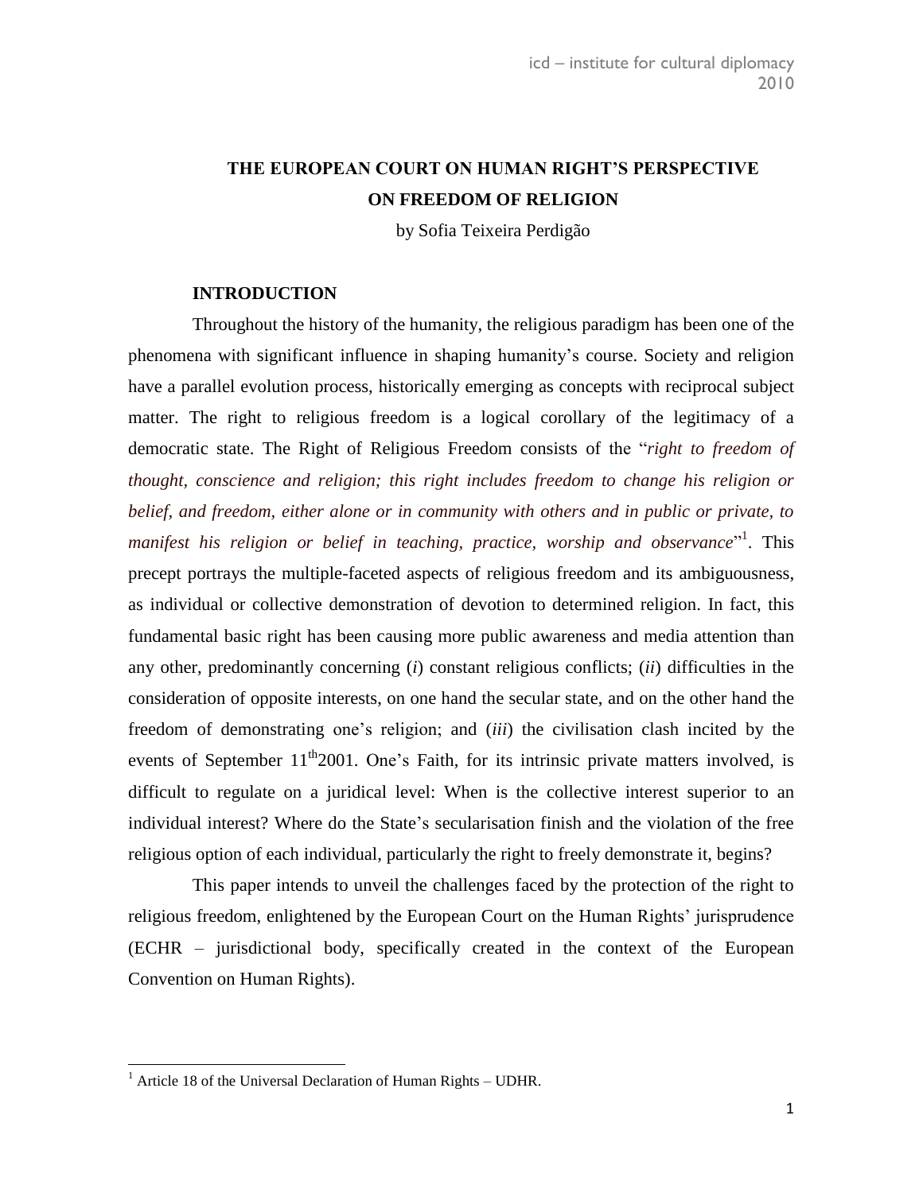# THE EUROPEAN COURT ON HUMAN RIGHT'S PERSPECTIVE ON FREEDOM OF RELIGION

by Sofia Teixeira Perdigão

## INTRODUCTION

Throughout the history of the humanity, the religious paradigm has been one of the phenomena with significant influence in shaping humanity's course. Society and religion have a parallel evolution process, historically emerging as concepts with reciprocal subject matter. The right to religious freedom is a logical corollary of the legitimacy of a democratic state. The Right of Religious Freedom consists of the "*right to freedom of thought, conscience and religion; this right includes freedom to change his religion or belief, and freedom, either alone or in community with others and in public or private, to manifest his religion or belief in teaching, practice, worship and observance*"[1]. This precept portrays the multiple-faceted aspects of religious freedom and its ambiguousness, as individual or collective demonstration of devotion to determined religion. In fact, this fundamental basic right has been causing more public awareness and media attention than any other, predominantly concerning (*i*) constant religious conflicts; (*ii*) difficulties in the consideration of opposite interests, on one hand the secular state, and on the other hand the freedom of demonstrating one's religion; and (*iii*) the civilisation clash incited by the events of September 11th2001. One's Faith, for its intrinsic private matters involved, is difficult to regulate on a juridical level: When is the collective interest superior to an individual interest? Where do the State's secularisation finish and the violation of the free religious option of each individual, particularly the right to freely demonstrate it, begins?

This paper intends to unveil the challenges faced by the protection of the right to religious freedom, enlightened by the European Court on the Human Rights' jurisprudence (ECHR – jurisdictional body, specifically created in the context of the European Convention on Human Rights).

[1] Article 18 of the Universal Declaration of Human Rights – UDHR.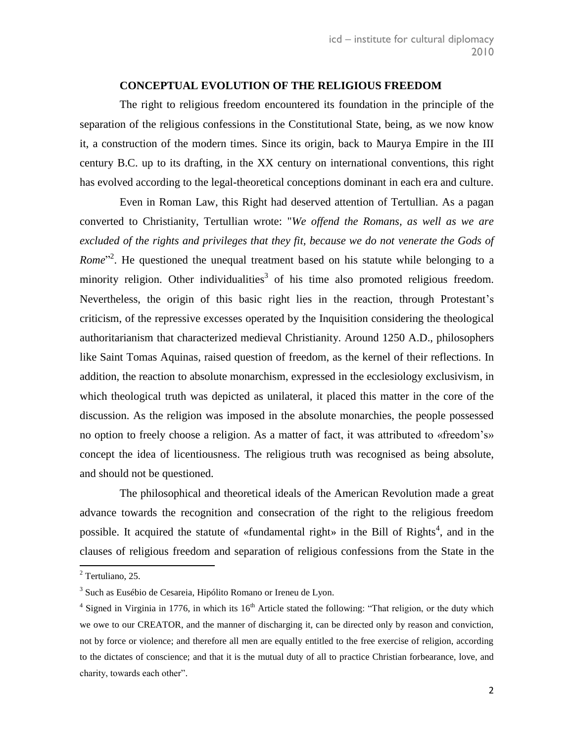## CONCEPTUAL EVOLUTION OF THE RELIGIOUS FREEDOM

The right to religious freedom encountered its foundation in the principle of the separation of the religious confessions in the Constitutional State, being, as we now know it, a construction of the modern times. Since its origin, back to Maurya Empire in the III century B.C. up to its drafting, in the XX century on international conventions, this right has evolved according to the legal-theoretical conceptions dominant in each era and culture.

Even in Roman Law, this Right had deserved attention of Tertullian. As a pagan converted to Christianity, Tertullian wrote: "*We offend the Romans, as well as we are excluded of the rights and privileges that they fit, because we do not venerate the Gods of Rome*"[2]. He questioned the unequal treatment based on his statute while belonging to a minority religion. Other individualities[3] of his time also promoted religious freedom. Nevertheless, the origin of this basic right lies in the reaction, through Protestant's criticism, of the repressive excesses operated by the Inquisition considering the theological authoritarianism that characterized medieval Christianity. Around 1250 A.D., philosophers like Saint Tomas Aquinas, raised question of freedom, as the kernel of their reflections. In addition, the reaction to absolute monarchism, expressed in the ecclesiology exclusivism, in which theological truth was depicted as unilateral, it placed this matter in the core of the discussion. As the religion was imposed in the absolute monarchies, the people possessed no option to freely choose a religion. As a matter of fact, it was attributed to «freedom's» concept the idea of licentiousness. The religious truth was recognised as being absolute, and should not be questioned.

The philosophical and theoretical ideals of the American Revolution made a great advance towards the recognition and consecration of the right to the religious freedom possible. It acquired the statute of «fundamental right» in the Bill of Rights[4], and in the clauses of religious freedom and separation of religious confessions from the State in the

---

[2] Tertuliano, 25.

[3] Such as Eusébio de Cesareia, Hipólito Romano or Ireneu de Lyon.

[4] Signed in Virginia in 1776, in which its 16th Article stated the following: "That religion, or the duty which we owe to our CREATOR, and the manner of discharging it, can be directed only by reason and conviction, not by force or violence; and therefore all men are equally entitled to the free exercise of religion, according to the dictates of conscience; and that it is the mutual duty of all to practice Christian forbearance, love, and charity, towards each other".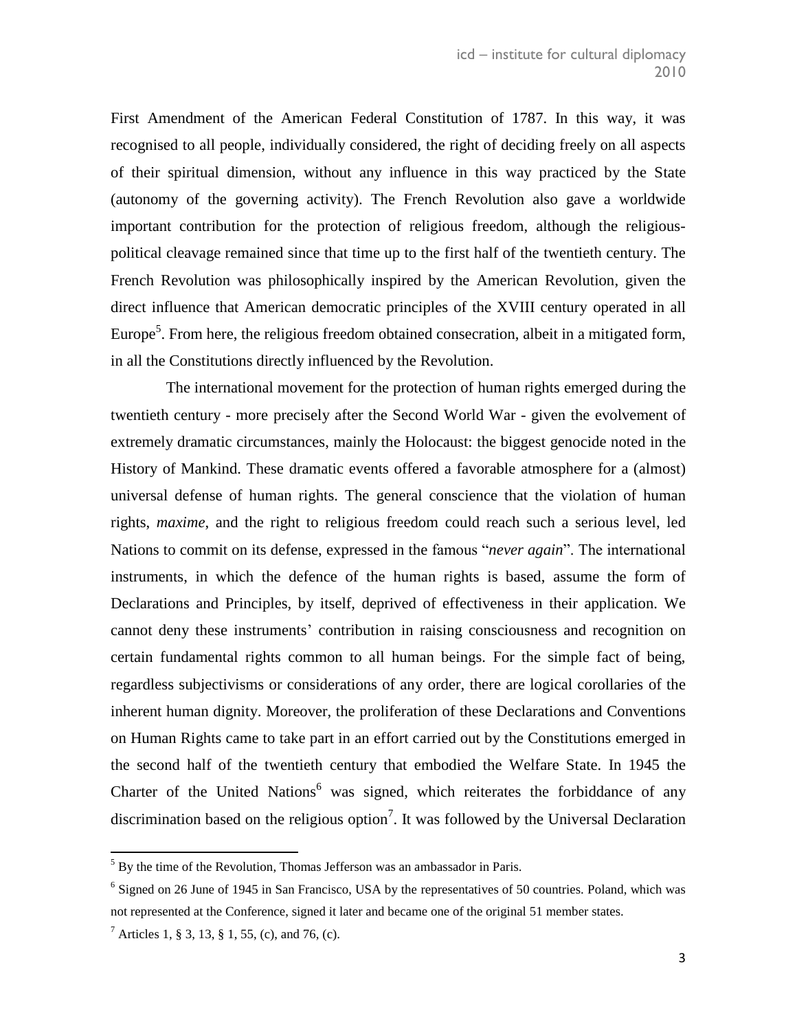First Amendment of the American Federal Constitution of 1787. In this way, it was recognised to all people, individually considered, the right of deciding freely on all aspects of their spiritual dimension, without any influence in this way practiced by the State (autonomy of the governing activity). The French Revolution also gave a worldwide important contribution for the protection of religious freedom, although the religious-political cleavage remained since that time up to the first half of the twentieth century. The French Revolution was philosophically inspired by the American Revolution, given the direct influence that American democratic principles of the XVIII century operated in all Europe[5]. From here, the religious freedom obtained consecration, albeit in a mitigated form, in all the Constitutions directly influenced by the Revolution.

The international movement for the protection of human rights emerged during the twentieth century - more precisely after the Second World War - given the evolvement of extremely dramatic circumstances, mainly the Holocaust: the biggest genocide noted in the History of Mankind. These dramatic events offered a favorable atmosphere for a (almost) universal defense of human rights. The general conscience that the violation of human rights, *maxime*, and the right to religious freedom could reach such a serious level, led Nations to commit on its defense, expressed in the famous "*never again*". The international instruments, in which the defence of the human rights is based, assume the form of Declarations and Principles, by itself, deprived of effectiveness in their application. We cannot deny these instruments' contribution in raising consciousness and recognition on certain fundamental rights common to all human beings. For the simple fact of being, regardless subjectivisms or considerations of any order, there are logical corollaries of the inherent human dignity. Moreover, the proliferation of these Declarations and Conventions on Human Rights came to take part in an effort carried out by the Constitutions emerged in the second half of the twentieth century that embodied the Welfare State. In 1945 the Charter of the United Nations[6] was signed, which reiterates the forbiddance of any discrimination based on the religious option[7]. It was followed by the Universal Declaration

[5] By the time of the Revolution, Thomas Jefferson was an ambassador in Paris.

[6] Signed on 26 June of 1945 in San Francisco, USA by the representatives of 50 countries. Poland, which was not represented at the Conference, signed it later and became one of the original 51 member states.

[7] Articles 1, § 3, 13, § 1, 55, (c), and 76, (c).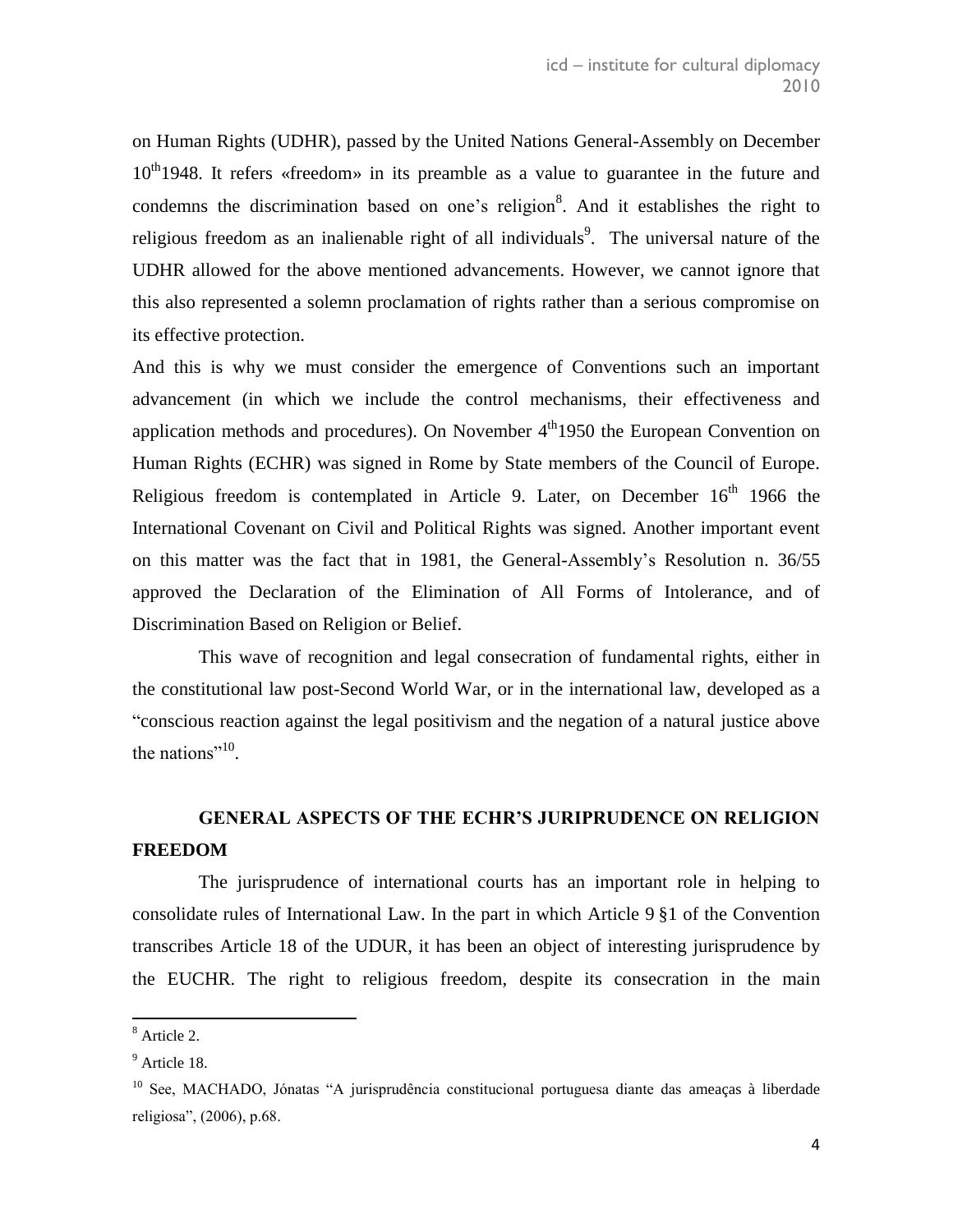on Human Rights (UDHR), passed by the United Nations General-Assembly on December 10th 1948. It refers «freedom» in its preamble as a value to guarantee in the future and condemns the discrimination based on one's religion[8]. And it establishes the right to religious freedom as an inalienable right of all individuals[9]. The universal nature of the UDHR allowed for the above mentioned advancements. However, we cannot ignore that this also represented a solemn proclamation of rights rather than a serious compromise on its effective protection.

And this is why we must consider the emergence of Conventions such an important advancement (in which we include the control mechanisms, their effectiveness and application methods and procedures). On November 4th 1950 the European Convention on Human Rights (ECHR) was signed in Rome by State members of the Council of Europe. Religious freedom is contemplated in Article 9. Later, on December 16th 1966 the International Covenant on Civil and Political Rights was signed. Another important event on this matter was the fact that in 1981, the General-Assembly's Resolution n. 36/55 approved the Declaration of the Elimination of All Forms of Intolerance, and of Discrimination Based on Religion or Belief.

This wave of recognition and legal consecration of fundamental rights, either in the constitutional law post-Second World War, or in the international law, developed as a "conscious reaction against the legal positivism and the negation of a natural justice above the nations"[10].

## GENERAL ASPECTS OF THE ECHR'S JURIPRUDENCE ON RELIGION FREEDOM

The jurisprudence of international courts has an important role in helping to consolidate rules of International Law. In the part in which Article 9 §1 of the Convention transcribes Article 18 of the UDUR, it has been an object of interesting jurisprudence by the EUCHR. The right to religious freedom, despite its consecration in the main

---

[8] Article 2.

[9] Article 18.

[10] See, MACHADO, Jónatas "A jurisprudência constitucional portuguesa diante das ameaças à liberdade religiosa", (2006), p.68.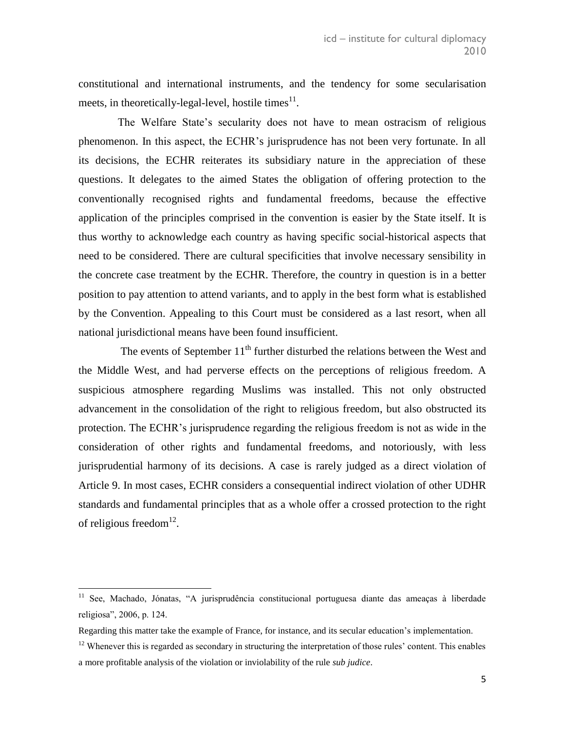constitutional and international instruments, and the tendency for some secularisation meets, in theoretically-legal-level, hostile times[11].

The Welfare State's secularity does not have to mean ostracism of religious phenomenon. In this aspect, the ECHR's jurisprudence has not been very fortunate. In all its decisions, the ECHR reiterates its subsidiary nature in the appreciation of these questions. It delegates to the aimed States the obligation of offering protection to the conventionally recognised rights and fundamental freedoms, because the effective application of the principles comprised in the convention is easier by the State itself. It is thus worthy to acknowledge each country as having specific social-historical aspects that need to be considered. There are cultural specificities that involve necessary sensibility in the concrete case treatment by the ECHR. Therefore, the country in question is in a better position to pay attention to attend variants, and to apply in the best form what is established by the Convention. Appealing to this Court must be considered as a last resort, when all national jurisdictional means have been found insufficient.

The events of September 11[th] further disturbed the relations between the West and the Middle West, and had perverse effects on the perceptions of religious freedom. A suspicious atmosphere regarding Muslims was installed. This not only obstructed advancement in the consolidation of the right to religious freedom, but also obstructed its protection. The ECHR's jurisprudence regarding the religious freedom is not as wide in the consideration of other rights and fundamental freedoms, and notoriously, with less jurisprudential harmony of its decisions. A case is rarely judged as a direct violation of Article 9. In most cases, ECHR considers a consequential indirect violation of other UDHR standards and fundamental principles that as a whole offer a crossed protection to the right of religious freedom[12].

---

[11] See, Machado, Jónatas, "A jurisprudência constitucional portuguesa diante das ameaças à liberdade religiosa", 2006, p. 124.

Regarding this matter take the example of France, for instance, and its secular education's implementation.

[12] Whenever this is regarded as secondary in structuring the interpretation of those rules' content. This enables a more profitable analysis of the violation or inviolability of the rule *sub judice*.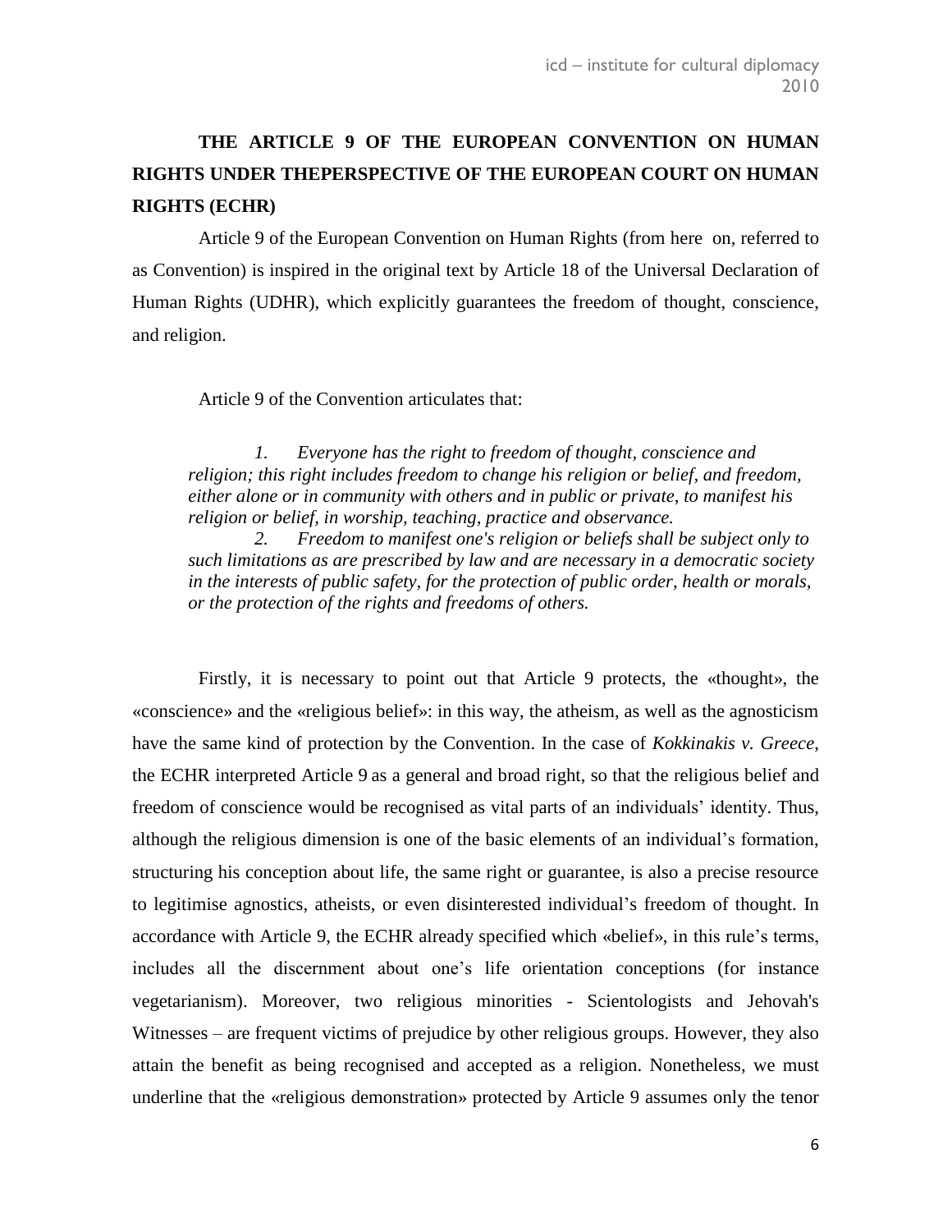# THE ARTICLE 9 OF THE EUROPEAN CONVENTION ON HUMAN RIGHTS UNDER THEPERSPECTIVE OF THE EUROPEAN COURT ON HUMAN RIGHTS (ECHR)

Article 9 of the European Convention on Human Rights (from here on, referred to as Convention) is inspired in the original text by Article 18 of the Universal Declaration of Human Rights (UDHR), which explicitly guarantees the freedom of thought, conscience, and religion.

Article 9 of the Convention articulates that:

> *1. Everyone has the right to freedom of thought, conscience and religion; this right includes freedom to change his religion or belief, and freedom, either alone or in community with others and in public or private, to manifest his religion or belief, in worship, teaching, practice and observance.*
>
> *2. Freedom to manifest one's religion or beliefs shall be subject only to such limitations as are prescribed by law and are necessary in a democratic society in the interests of public safety, for the protection of public order, health or morals, or the protection of the rights and freedoms of others.*

Firstly, it is necessary to point out that Article 9 protects, the «thought», the «conscience» and the «religious belief»: in this way, the atheism, as well as the agnosticism have the same kind of protection by the Convention. In the case of *Kokkinakis v. Greece*, the ECHR interpreted Article 9 as a general and broad right, so that the religious belief and freedom of conscience would be recognised as vital parts of an individuals' identity. Thus, although the religious dimension is one of the basic elements of an individual's formation, structuring his conception about life, the same right or guarantee, is also a precise resource to legitimise agnostics, atheists, or even disinterested individual's freedom of thought. In accordance with Article 9, the ECHR already specified which «belief», in this rule's terms, includes all the discernment about one's life orientation conceptions (for instance vegetarianism). Moreover, two religious minorities - Scientologists and Jehovah's Witnesses – are frequent victims of prejudice by other religious groups. However, they also attain the benefit as being recognised and accepted as a religion. Nonetheless, we must underline that the «religious demonstration» protected by Article 9 assumes only the tenor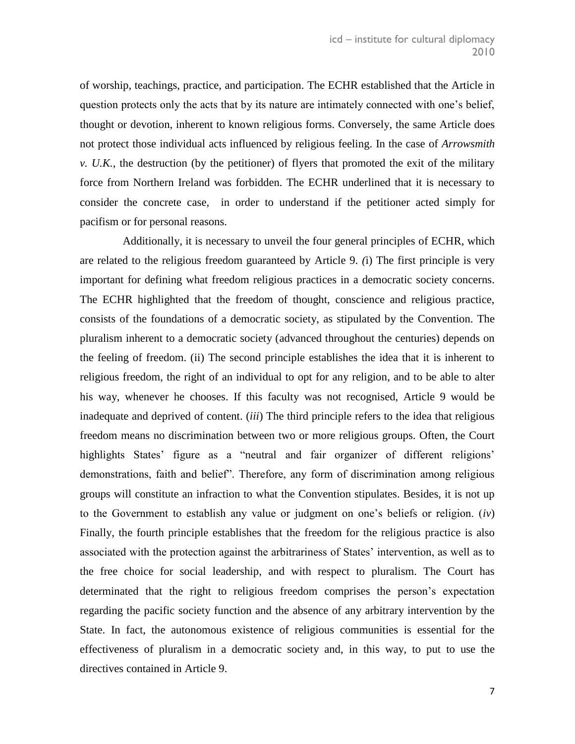of worship, teachings, practice, and participation. The ECHR established that the Article in question protects only the acts that by its nature are intimately connected with one's belief, thought or devotion, inherent to known religious forms. Conversely, the same Article does not protect those individual acts influenced by religious feeling. In the case of *Arrowsmith v. U.K.*, the destruction (by the petitioner) of flyers that promoted the exit of the military force from Northern Ireland was forbidden. The ECHR underlined that it is necessary to consider the concrete case, in order to understand if the petitioner acted simply for pacifism or for personal reasons.

Additionally, it is necessary to unveil the four general principles of ECHR, which are related to the religious freedom guaranteed by Article 9. *(*i) The first principle is very important for defining what freedom religious practices in a democratic society concerns. The ECHR highlighted that the freedom of thought, conscience and religious practice, consists of the foundations of a democratic society, as stipulated by the Convention. The pluralism inherent to a democratic society (advanced throughout the centuries) depends on the feeling of freedom. (ii) The second principle establishes the idea that it is inherent to religious freedom, the right of an individual to opt for any religion, and to be able to alter his way, whenever he chooses. If this faculty was not recognised, Article 9 would be inadequate and deprived of content. (*iii*) The third principle refers to the idea that religious freedom means no discrimination between two or more religious groups. Often, the Court highlights States' figure as a "neutral and fair organizer of different religions' demonstrations, faith and belief". Therefore, any form of discrimination among religious groups will constitute an infraction to what the Convention stipulates. Besides, it is not up to the Government to establish any value or judgment on one's beliefs or religion. (*iv*) Finally, the fourth principle establishes that the freedom for the religious practice is also associated with the protection against the arbitrariness of States' intervention, as well as to the free choice for social leadership, and with respect to pluralism. The Court has determinated that the right to religious freedom comprises the person's expectation regarding the pacific society function and the absence of any arbitrary intervention by the State. In fact, the autonomous existence of religious communities is essential for the effectiveness of pluralism in a democratic society and, in this way, to put to use the directives contained in Article 9.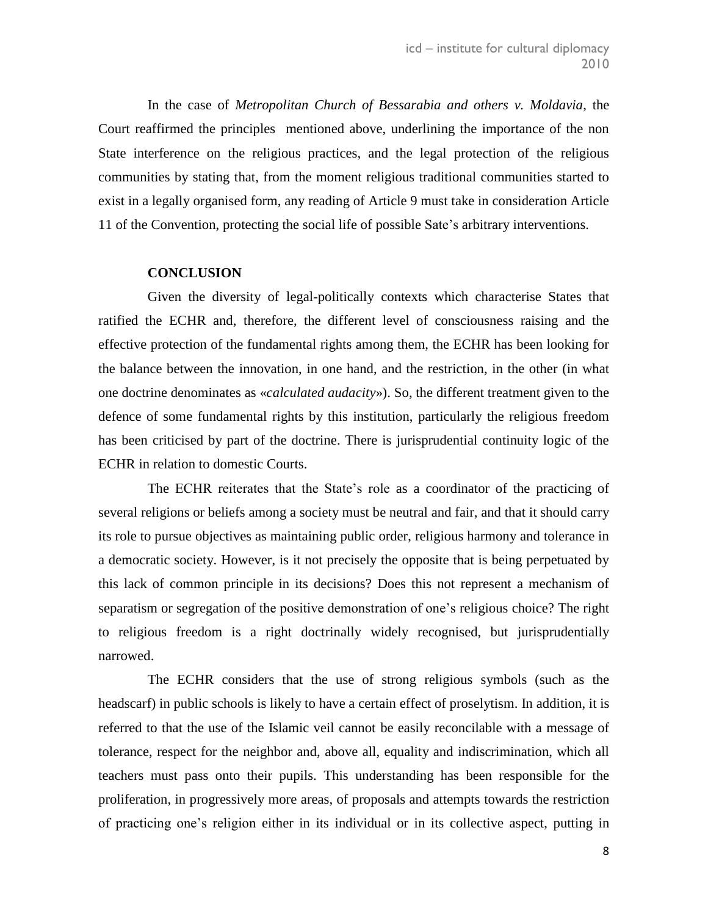In the case of *Metropolitan Church of Bessarabia and others v. Moldavia*, the Court reaffirmed the principles mentioned above, underlining the importance of the non State interference on the religious practices, and the legal protection of the religious communities by stating that, from the moment religious traditional communities started to exist in a legally organised form, any reading of Article 9 must take in consideration Article 11 of the Convention, protecting the social life of possible Sate's arbitrary interventions.

## CONCLUSION

Given the diversity of legal-politically contexts which characterise States that ratified the ECHR and, therefore, the different level of consciousness raising and the effective protection of the fundamental rights among them, the ECHR has been looking for the balance between the innovation, in one hand, and the restriction, in the other (in what one doctrine denominates as «*calculated audacity*»). So, the different treatment given to the defence of some fundamental rights by this institution, particularly the religious freedom has been criticised by part of the doctrine. There is jurisprudential continuity logic of the ECHR in relation to domestic Courts.

The ECHR reiterates that the State's role as a coordinator of the practicing of several religions or beliefs among a society must be neutral and fair, and that it should carry its role to pursue objectives as maintaining public order, religious harmony and tolerance in a democratic society. However, is it not precisely the opposite that is being perpetuated by this lack of common principle in its decisions? Does this not represent a mechanism of separatism or segregation of the positive demonstration of one's religious choice? The right to religious freedom is a right doctrinally widely recognised, but jurisprudentially narrowed.

The ECHR considers that the use of strong religious symbols (such as the headscarf) in public schools is likely to have a certain effect of proselytism. In addition, it is referred to that the use of the Islamic veil cannot be easily reconcilable with a message of tolerance, respect for the neighbor and, above all, equality and indiscrimination, which all teachers must pass onto their pupils. This understanding has been responsible for the proliferation, in progressively more areas, of proposals and attempts towards the restriction of practicing one's religion either in its individual or in its collective aspect, putting in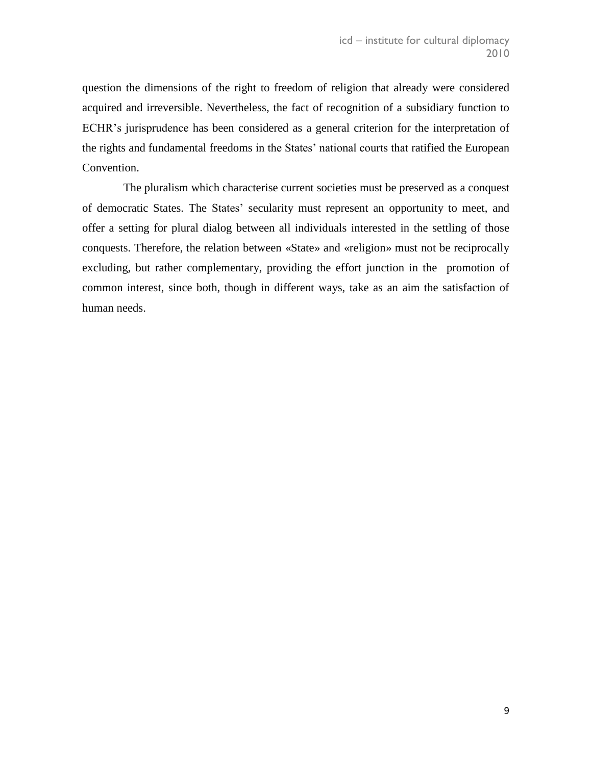question the dimensions of the right to freedom of religion that already were considered acquired and irreversible. Nevertheless, the fact of recognition of a subsidiary function to ECHR's jurisprudence has been considered as a general criterion for the interpretation of the rights and fundamental freedoms in the States' national courts that ratified the European Convention.

The pluralism which characterise current societies must be preserved as a conquest of democratic States. The States' secularity must represent an opportunity to meet, and offer a setting for plural dialog between all individuals interested in the settling of those conquests. Therefore, the relation between «State» and «religion» must not be reciprocally excluding, but rather complementary, providing the effort junction in the promotion of common interest, since both, though in different ways, take as an aim the satisfaction of human needs.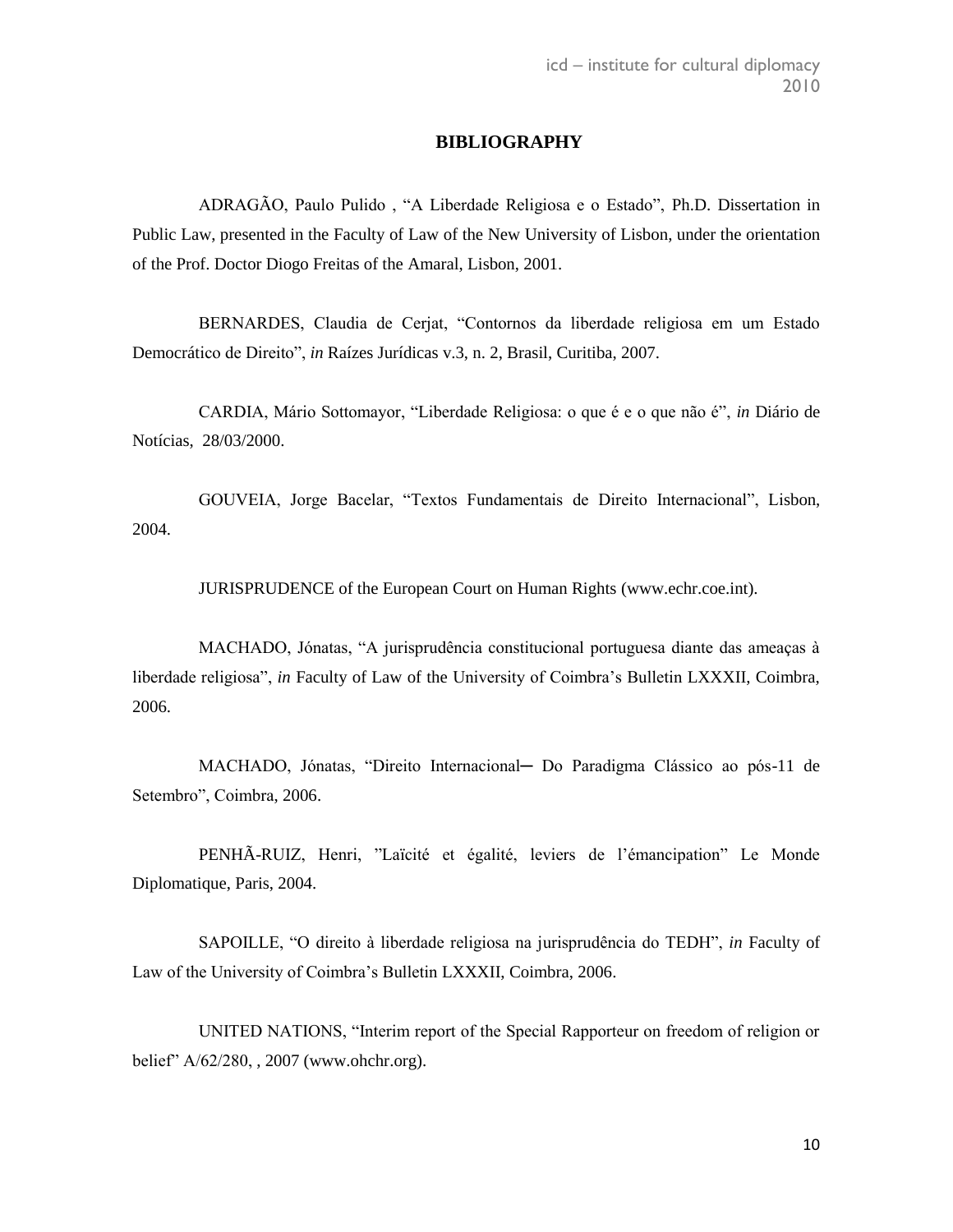# BIBLIOGRAPHY

ADRAGÃO, Paulo Pulido , "A Liberdade Religiosa e o Estado", Ph.D. Dissertation in Public Law, presented in the Faculty of Law of the New University of Lisbon, under the orientation of the Prof. Doctor Diogo Freitas of the Amaral, Lisbon, 2001.

BERNARDES, Claudia de Cerjat, "Contornos da liberdade religiosa em um Estado Democrático de Direito", *in* Raízes Jurídicas v.3, n. 2, Brasil, Curitiba, 2007.

CARDIA, Mário Sottomayor, "Liberdade Religiosa: o que é e o que não é", *in* Diário de Notícias, 28/03/2000.

GOUVEIA, Jorge Bacelar, "Textos Fundamentais de Direito Internacional", Lisbon, 2004.

JURISPRUDENCE of the European Court on Human Rights (www.echr.coe.int).

MACHADO, Jónatas, "A jurisprudência constitucional portuguesa diante das ameaças à liberdade religiosa", *in* Faculty of Law of the University of Coimbra's Bulletin LXXXII, Coimbra, 2006.

MACHADO, Jónatas, "Direito Internacional─ Do Paradigma Clássico ao pós-11 de Setembro", Coimbra, 2006.

PENHÃ-RUIZ, Henri, "Laïcité et égalité, leviers de l'émancipation" Le Monde Diplomatique, Paris, 2004.

SAPOILLE, "O direito à liberdade religiosa na jurisprudência do TEDH", *in* Faculty of Law of the University of Coimbra's Bulletin LXXXII, Coimbra, 2006.

UNITED NATIONS, "Interim report of the Special Rapporteur on freedom of religion or belief" A/62/280, , 2007 (www.ohchr.org).